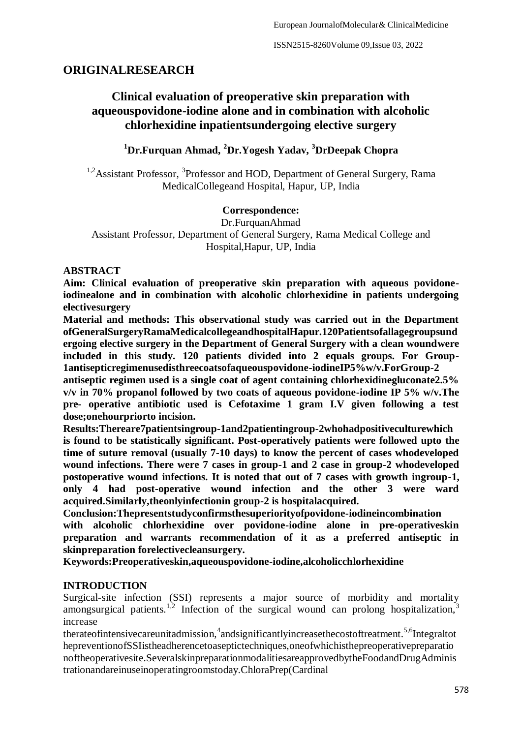## ORIGINALRESEARCH

# Clinical evaluation of preoperative skin preparation with aqueouspovidone-iodine alone and in combination with alcoholic chlorhexidine inpatientsundergoing elective surgery

**[1]Dr.Furquan Ahmad, [2]Dr.Yogesh Yadav, [3]DrDeepak Chopra**

[1,2]Assistant Professor, [3]Professor and HOD, Department of General Surgery, Rama MedicalCollegeand Hospital, Hapur, UP, India

**Correspondence:**
Dr.FurquanAhmad
Assistant Professor, Department of General Surgery, Rama Medical College and Hospital,Hapur, UP, India

## ABSTRACT

**Aim: Clinical evaluation of preoperative skin preparation with aqueous povidone-iodinealone and in combination with alcoholic chlorhexidine in patients undergoing electivesurgery**

**Material and methods: This observational study was carried out in the Department ofGeneralSurgeryRamaMedicalcollegeandhospitalHapur.120Patientsofallagegroupsundergoing elective surgery in the Department of General Surgery with a clean woundwere included in this study. 120 patients divided into 2 equals groups. For Group-1antisepticregimenusedisthreecoatsofaqueouspovidone-iodineIP5%w/v.ForGroup-2 antiseptic regimen used is a single coat of agent containing chlorhexidinegluconate2.5% v/v in 70% propanol followed by two coats of aqueous povidone-iodine IP 5% w/v.The pre- operative antibiotic used is Cefotaxime 1 gram I.V given following a test dose;onehourpriorto incision.**

**Results:Thereare7patientsingroup-1and2patientingroup-2whohadpositiveculturewhich is found to be statistically significant. Post-operatively patients were followed upto the time of suture removal (usually 7-10 days) to know the percent of cases whodeveloped wound infections. There were 7 cases in group-1 and 2 case in group-2 whodeveloped postoperative wound infections. It is noted that out of 7 cases with growth ingroup-1, only 4 had post-operative wound infection and the other 3 were ward acquired.Similarly,theonlyinfectionin group-2 is hospitalacquired.**

**Conclusion:Thepresentstudyconfirmsthesuperiorityofpovidone-iodineincombination with alcoholic chlorhexidine over povidone-iodine alone in pre-operativeskin preparation and warrants recommendation of it as a preferred antiseptic in skinpreparation forelectivecleansurgery.**

**Keywords:Preoperativeskin,aqueouspovidone-iodine,alcoholicchlorhexidine**

## INTRODUCTION

Surgical-site infection (SSI) represents a major source of morbidity and mortality amongsurgical patients.[1,2] Infection of the surgical wound can prolong hospitalization,[3] increase therateofintensivecareunitadmission,[4]andsignificantlyincreasethecostoftreatment.[5,6]Integraltot hepreventionofSSIistheadherencetoasseptictechniques,oneofwhichisthepreoperativepreparationoftheoperativesite.SeveralskinpreparationmodalitiesareapprovedbytheFoodandDrugAdministrationandareinuseinoperatingroomstoday.ChloraPrep(Cardinal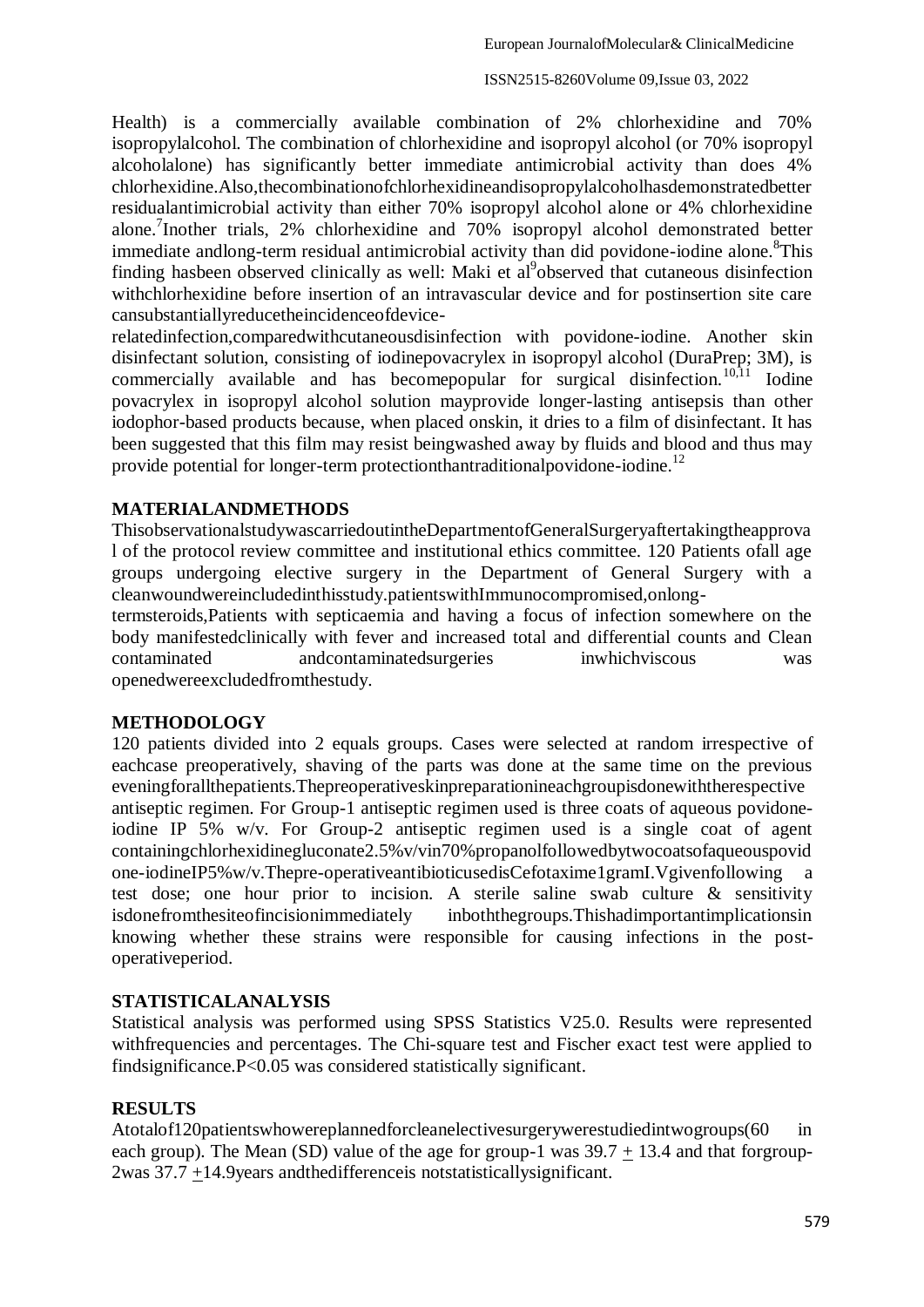Health) is a commercially available combination of 2% chlorhexidine and 70% isopropylalcohol. The combination of chlorhexidine and isopropyl alcohol (or 70% isopropyl alcoholalone) has significantly better immediate antimicrobial activity than does 4% chlorhexidine.Also,thecombinationofchlorhexidineandisopropylalcoholhasdemonstratedbetter residualantimicrobial activity than either 70% isopropyl alcohol alone or 4% chlorhexidine alone.[7]Inother trials, 2% chlorhexidine and 70% isopropyl alcohol demonstrated better immediate andlong-term residual antimicrobial activity than did povidone-iodine alone.[8]This finding hasbeen observed clinically as well: Maki et al[9]observed that cutaneous disinfection withchlorhexidine before insertion of an intravascular device and for postinsertion site care cansubstantiallyreducetheincidenceofdevice-relatedinfection,comparedwithcutaneousdisinfection with povidone-iodine. Another skin disinfectant solution, consisting of iodinepovacrylex in isopropyl alcohol (DuraPrep; 3M), is commercially available and has becomepopular for surgical disinfection.[10,11] Iodine povacrylex in isopropyl alcohol solution mayprovide longer-lasting antisepsis than other iodophor-based products because, when placed onskin, it dries to a film of disinfectant. It has been suggested that this film may resist beingwashed away by fluids and blood and thus may provide potential for longer-term protectionthantraditionalpovidone-iodine.[12]

## MATERIALANDMETHODS

ThisobservationalstudywascarriedoutintheDepartmentofGeneralSurgeryaftertakingtheapproval of the protocol review committee and institutional ethics committee. 120 Patients ofall age groups undergoing elective surgery in the Department of General Surgery with a cleanwoundwereincludedinthisstudy.patientswithImmunocompromised,onlong-termsteroids,Patients with septicaemia and having a focus of infection somewhere on the body manifestedclinically with fever and increased total and differential counts and Clean contaminated andcontaminatedsurgeries inwhichviscous was openedwereexcludedfromthestudy.

## METHODOLOGY

120 patients divided into 2 equals groups. Cases were selected at random irrespective of eachcase preoperatively, shaving of the parts was done at the same time on the previous eveningforallthepatients.Thepreoperativeskinpreparationineachgroupisdonewiththerespective antiseptic regimen. For Group-1 antiseptic regimen used is three coats of aqueous povidone-iodine IP 5% w/v. For Group-2 antiseptic regimen used is a single coat of agent containingchlorhexidinegluconate2.5%v/vin70%propanolfollowedbytwocoatsofaqueouspovidone-iodineIP5%w/v.Thepre-operativeantibioticusedisCefotaxime1gramI.Vgivenfollowing a test dose; one hour prior to incision. A sterile saline swab culture & sensitivity isdonefromthesiteofincisionimmediately inboththegroups.Thishadimportantimplicationsin knowing whether these strains were responsible for causing infections in the post-operativeperiod.

## STATISTICALANALYSIS

Statistical analysis was performed using SPSS Statistics V25.0. Results were represented withfrequencies and percentages. The Chi-square test and Fischer exact test were applied to findsignificance.P<0.05 was considered statistically significant.

## RESULTS

Atotalof120patientswhowereplannedforcleanelectivesurgerywerestudiedintwogroups(60 in each group). The Mean (SD) value of the age for group-1 was 39.7 ± 13.4 and that forgroup-2was 37.7 ±14.9years andthedifferenceis notstatisticallysignificant.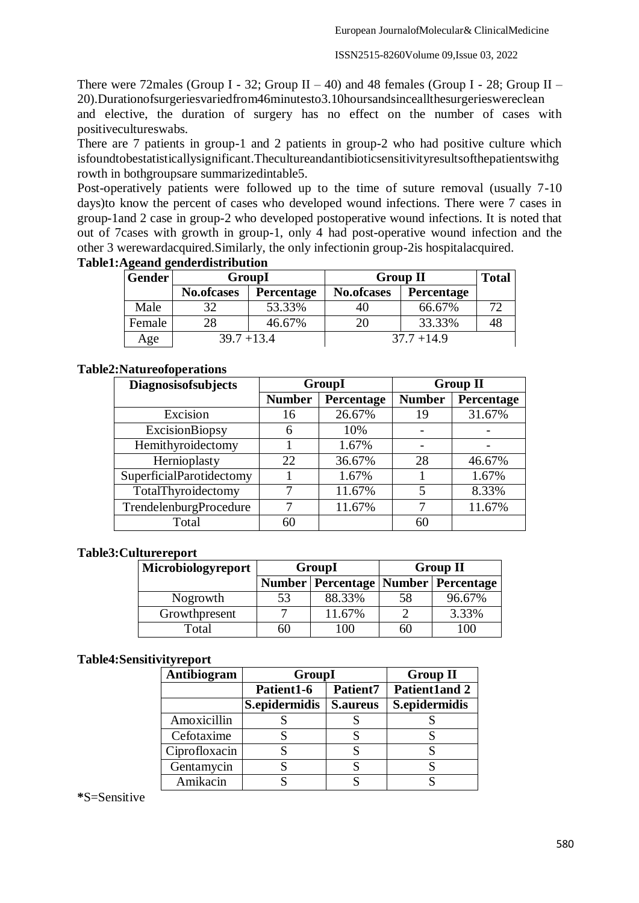There were 72males (Group I - 32; Group II – 40) and 48 females (Group I - 28; Group II – 20).Durationofsurgeriesvariedfrom46minutesto3.10hoursandsinceallthesurgerieswereclean and elective, the duration of surgery has no effect on the number of cases with positiveculturesswabs.

There are 7 patients in group-1 and 2 patients in group-2 who had positive culture which isfoundtobestatisticallysignificant.Thecultureandantibioticsensitivityresultsofthepatientswithg rowth in bothgroupsare summarizedintable5.

Post-operatively patients were followed up to the time of suture removal (usually 7-10 days)to know the percent of cases who developed wound infections. There were 7 cases in group-1and 2 case in group-2 who developed postoperative wound infections. It is noted that out of 7cases with growth in group-1, only 4 had post-operative wound infection and the other 3 werewardacquired.Similarly, the only infectionin group-2is hospitalacquired.

**Table1:Ageand genderdistribution**

| Gender | GroupI | | Group II | | Total |
|---|---|---|---|---|---|
| | No.ofcases | Percentage | No.ofcases | Percentage | |
| Male | 32 | 53.33% | 40 | 66.67% | 72 |
| Female | 28 | 46.67% | 20 | 33.33% | 48 |
| Age | 39.7 +13.4 | | 37.7 +14.9 | | |

**Table2:Natureofoperations**

| Diagnosisofsubjects | GroupI | | Group II | |
|---|---|---|---|---|
| | Number | Percentage | Number | Percentage |
| Excision | 16 | 26.67% | 19 | 31.67% |
| ExcisionBiopsy | 6 | 10% | - | - |
| Hemithyroidectomy | 1 | 1.67% | - | - |
| Hernioplasty | 22 | 36.67% | 28 | 46.67% |
| SuperficialParotidectomy | 1 | 1.67% | 1 | 1.67% |
| TotalThyroidectomy | 7 | 11.67% | 5 | 8.33% |
| TrendelenburgProcedure | 7 | 11.67% | 7 | 11.67% |
| Total | 60 | | 60 | |

**Table3:Culturereport**

| Microbiologyreport | GroupI | | Group II | |
|---|---|---|---|---|
| | Number | Percentage | Number | Percentage |
| Nogrowth | 53 | 88.33% | 58 | 96.67% |
| Growthpresent | 7 | 11.67% | 2 | 3.33% |
| Total | 60 | 100 | 60 | 100 |

**Table4:Sensitivityreport**

| Antibiogram | GroupI | | Group II |
|---|---|---|---|
| | Patient1-6 | Patient7 | Patient1and 2 |
| | S.epidermidis | S.aureus | S.epidermidis |
| Amoxicillin | S | S | S |
| Cefotaxime | S | S | S |
| Ciprofloxacin | S | S | S |
| Gentamycin | S | S | S |
| Amikacin | S | S | S |

**\***S=Sensitive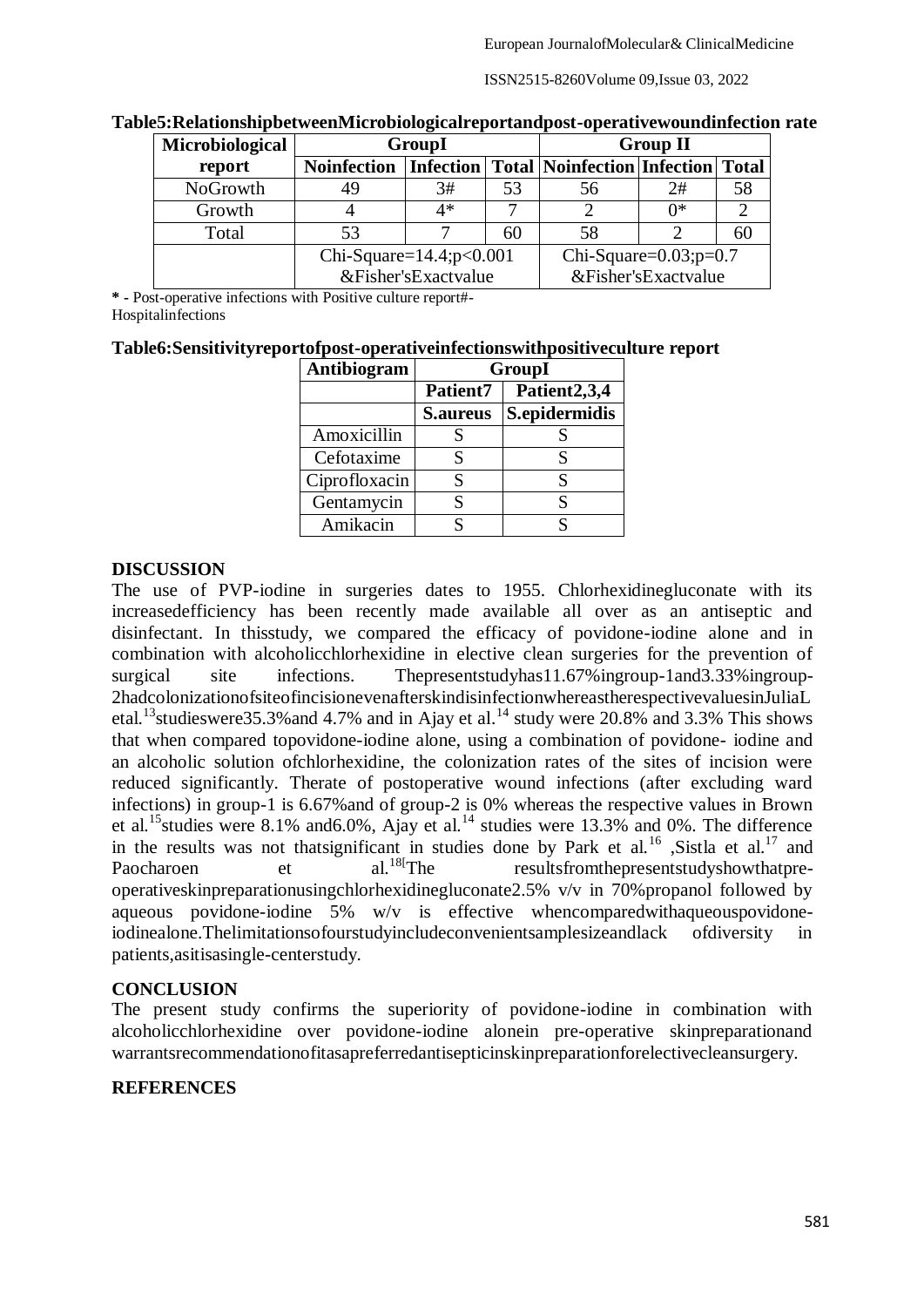**Table5:RelationshipbetweenMicrobiologicalreportandpost-operativewoundinfection rate**

| Microbiological report | GroupI | | | Group II | | |
|---|---|---|---|---|---|---|
| | Noinfection | Infection | Total | Noinfection | Infection | Total |
| NoGrowth | 49 | 3# | 53 | 56 | 2# | 58 |
| Growth | 4 | 4* | 7 | 2 | 0* | 2 |
| Total | 53 | 7 | 60 | 58 | 2 | 60 |
| | Chi-Square=14.4;p<0.001 &Fisher'sExactvalue | | | Chi-Square=0.03;p=0.7 &Fisher'sExactvalue | | |

**\* -** Post-operative infections with Positive culture report#-Hospitalinfections

**Table6:Sensitivityreportofpost-operativeinfectionswithpositiveculture report**

| Antibiogram | GroupI | |
|---|---|---|
| | Patient7 | Patient2,3,4 |
| | S.aureus | S.epidermidis |
| Amoxicillin | S | S |
| Cefotaxime | S | S |
| Ciprofloxacin | S | S |
| Gentamycin | S | S |
| Amikacin | S | S |

## DISCUSSION

The use of PVP-iodine in surgeries dates to 1955. Chlorhexidinegluconate with its increasedefficiency has been recently made available all over as an antiseptic and disinfectant. In thisstudy, we compared the efficacy of povidone-iodine alone and in combination with alcoholicchlorhexidine in elective clean surgeries for the prevention of surgical site infections. Thepresentstudyhas11.67%ingroup-1and3.33%ingroup-2hadcolonizationofsiteofincisionevenafterskindisinfectionwhereastherespectivevaluesinJuliaL etal.[13]studieswere35.3%and 4.7% and in Ajay et al.[14] study were 20.8% and 3.3% This shows that when compared topovidone-iodine alone, using a combination of povidone- iodine and an alcoholic solution ofchlorhexidine, the colonization rates of the sites of incision were reduced significantly. Therate of postoperative wound infections (after excluding ward infections) in group-1 is 6.67%and of group-2 is 0% whereas the respective values in Brown et al.[15]studies were 8.1% and6.0%, Ajay et al.[14] studies were 13.3% and 0%. The difference in the results was not thatsignificant in studies done by Park et al.[16] ,Sistla et al.[17] and Paocharoen et al.[18]The resultsfromthepresentstudyshowthatpre-operativeskinpreparationusingchlorhexidinegluconate2.5% v/v in 70%propanol followed by aqueous povidone-iodine 5% w/v is effective whencomparedwithaqueouspovidone-iodinealone.Thelimitationsofourstudyincludeconvenientsamplesizeandlack ofdiversity in patients,asitisasingle-centerstudy.

## CONCLUSION

The present study confirms the superiority of povidone-iodine in combination with alcoholicchlorhexidine over povidone-iodine alonein pre-operative skinpreparationand warrantsrecommendationofitasapreferredantisepticinskinpreparationforelectivecleansurgery.

## REFERENCES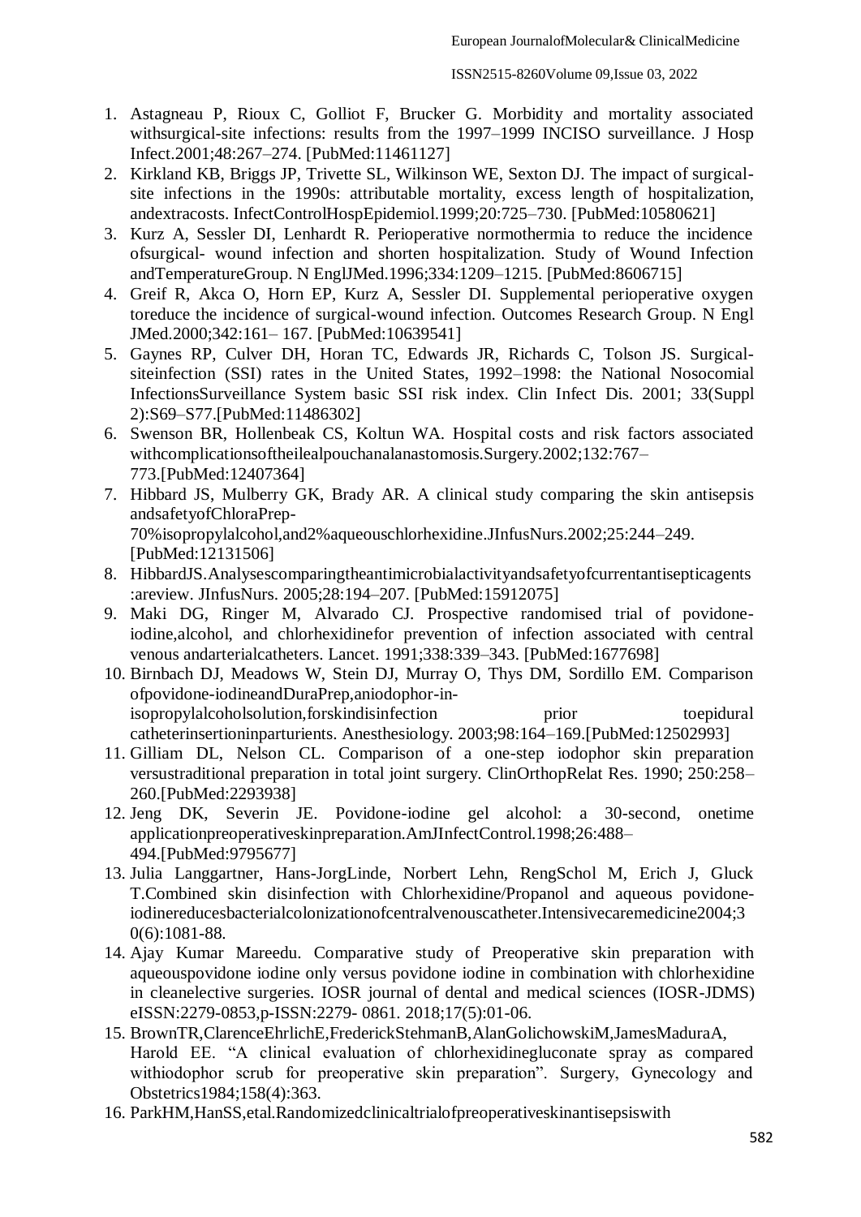1. Astagneau P, Rioux C, Golliot F, Brucker G. Morbidity and mortality associated withsurgical-site infections: results from the 1997–1999 INCISO surveillance. J Hosp Infect.2001;48:267–274. [PubMed:11461127]
2. Kirkland KB, Briggs JP, Trivette SL, Wilkinson WE, Sexton DJ. The impact of surgical-site infections in the 1990s: attributable mortality, excess length of hospitalization, andextracosts. InfectControlHospEpidemiol.1999;20:725–730. [PubMed:10580621]
3. Kurz A, Sessler DI, Lenhardt R. Perioperative normothermia to reduce the incidence ofsurgical- wound infection and shorten hospitalization. Study of Wound Infection andTemperatureGroup. N EnglJMed.1996;334:1209–1215. [PubMed:8606715]
4. Greif R, Akca O, Horn EP, Kurz A, Sessler DI. Supplemental perioperative oxygen toreduce the incidence of surgical-wound infection. Outcomes Research Group. N Engl JMed.2000;342:161– 167. [PubMed:10639541]
5. Gaynes RP, Culver DH, Horan TC, Edwards JR, Richards C, Tolson JS. Surgical-siteinfection (SSI) rates in the United States, 1992–1998: the National Nosocomial InfectionsSurveillance System basic SSI risk index. Clin Infect Dis. 2001; 33(Suppl 2):S69–S77.[PubMed:11486302]
6. Swenson BR, Hollenbeak CS, Koltun WA. Hospital costs and risk factors associated withcomplicationsoftheilealpouchanalanastomosis.Surgery.2002;132:767–773.[PubMed:12407364]
7. Hibbard JS, Mulberry GK, Brady AR. A clinical study comparing the skin antisepsis andsafetyofChloraPrep-70%isopropylalcohol,and2%aqueouschlorhexidine.JInfusNurs.2002;25:244–249. [PubMed:12131506]
8. HibbardJS.Analysescomparingtheantimicrobialactivityandsafetyofcurrentantisepticagents:areview. JInfusNurs. 2005;28:194–207. [PubMed:15912075]
9. Maki DG, Ringer M, Alvarado CJ. Prospective randomised trial of povidone-iodine,alcohol, and chlorhexidinefor prevention of infection associated with central venous andarterialcatheters. Lancet. 1991;338:339–343. [PubMed:1677698]
10. Birnbach DJ, Meadows W, Stein DJ, Murray O, Thys DM, Sordillo EM. Comparison ofpovidone-iodineandDuraPrep,aniodophor-in-isopropylalcoholsolution,forskindisinfection prior toepidural catheterinsertioninparturients. Anesthesiology. 2003;98:164–169.[PubMed:12502993]
11. Gilliam DL, Nelson CL. Comparison of a one-step iodophor skin preparation versustraditional preparation in total joint surgery. ClinOrthopRelat Res. 1990; 250:258–260.[PubMed:2293938]
12. Jeng DK, Severin JE. Povidone-iodine gel alcohol: a 30-second, onetime applicationpreoperativeskinpreparation.AmJInfectControl.1998;26:488–494.[PubMed:9795677]
13. Julia Langgartner, Hans-JorgLinde, Norbert Lehn, RengSchol M, Erich J, Gluck T.Combined skin disinfection with Chlorhexidine/Propanol and aqueous povidone-iodinereducesbacterialcolonizationofcentralvenouscatheter.Intensivecaremedicine2004;30(6):1081-88.
14. Ajay Kumar Mareedu. Comparative study of Preoperative skin preparation with aqueouspovidone iodine only versus povidone iodine in combination with chlorhexidine in cleanelective surgeries. IOSR journal of dental and medical sciences (IOSR-JDMS) eISSN:2279-0853,p-ISSN:2279- 0861. 2018;17(5):01-06.
15. BrownTR,ClarenceEhrlichE,FrederickStehmanB,AlanGolichowskiM,JamesMaduraA, Harold EE. "A clinical evaluation of chlorhexidinegluconate spray as compared withiodophor scrub for preoperative skin preparation". Surgery, Gynecology and Obstetrics1984;158(4):363.
16. ParkHM,HanSS,etal.Randomizedclinicaltrialofpreoperativeskinantisepsiswith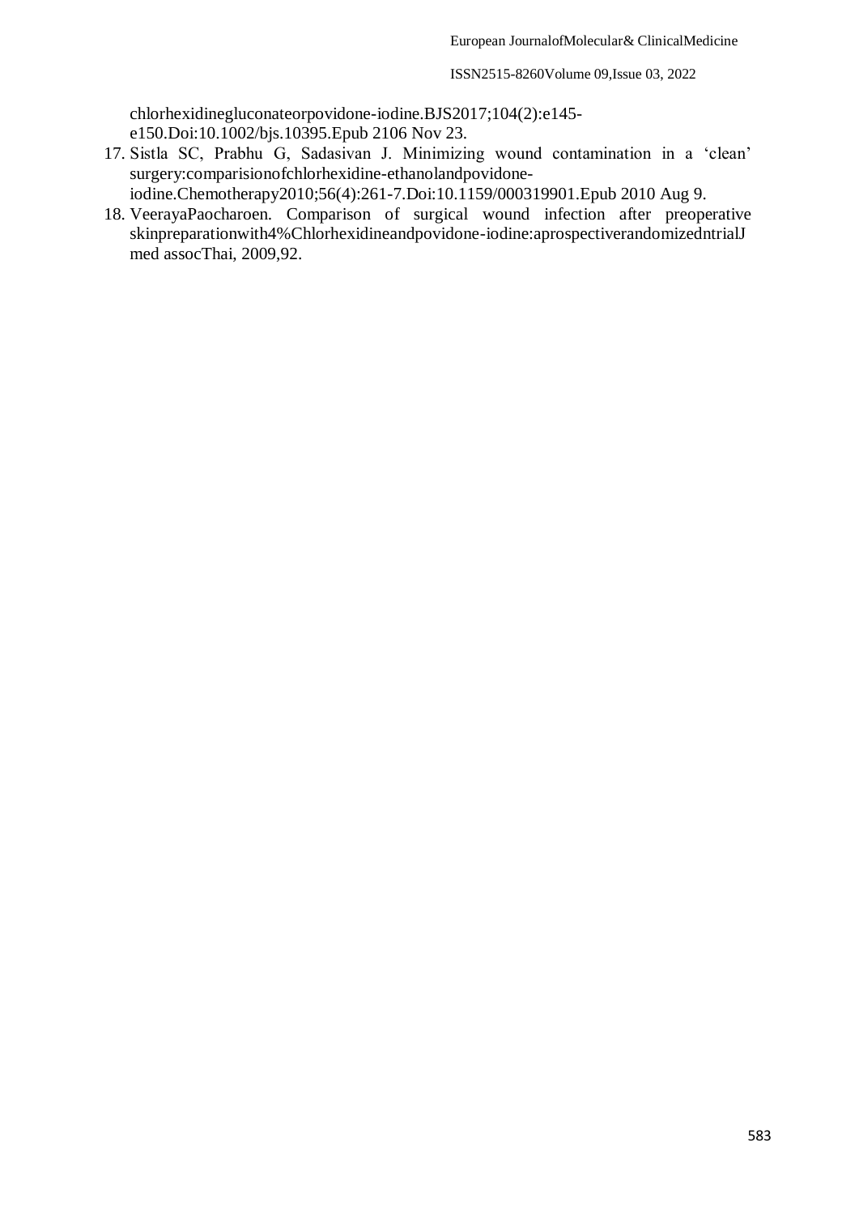chlorhexidinegluconateorpovidone-iodine.BJS2017;104(2):e145-e150.Doi:10.1002/bjs.10395.Epub 2106 Nov 23.

17. Sistla SC, Prabhu G, Sadasivan J. Minimizing wound contamination in a 'clean' surgery:comparisionofchlorhexidine-ethanolandpovidone-iodine.Chemotherapy2010;56(4):261-7.Doi:10.1159/000319901.Epub 2010 Aug 9.
18. VeerayaPaocharoen. Comparison of surgical wound infection after preoperative skinpreparationwith4%Chlorhexidineandpovidone-iodine:aprospectiverandomizedntrialJ med assocThai, 2009,92.